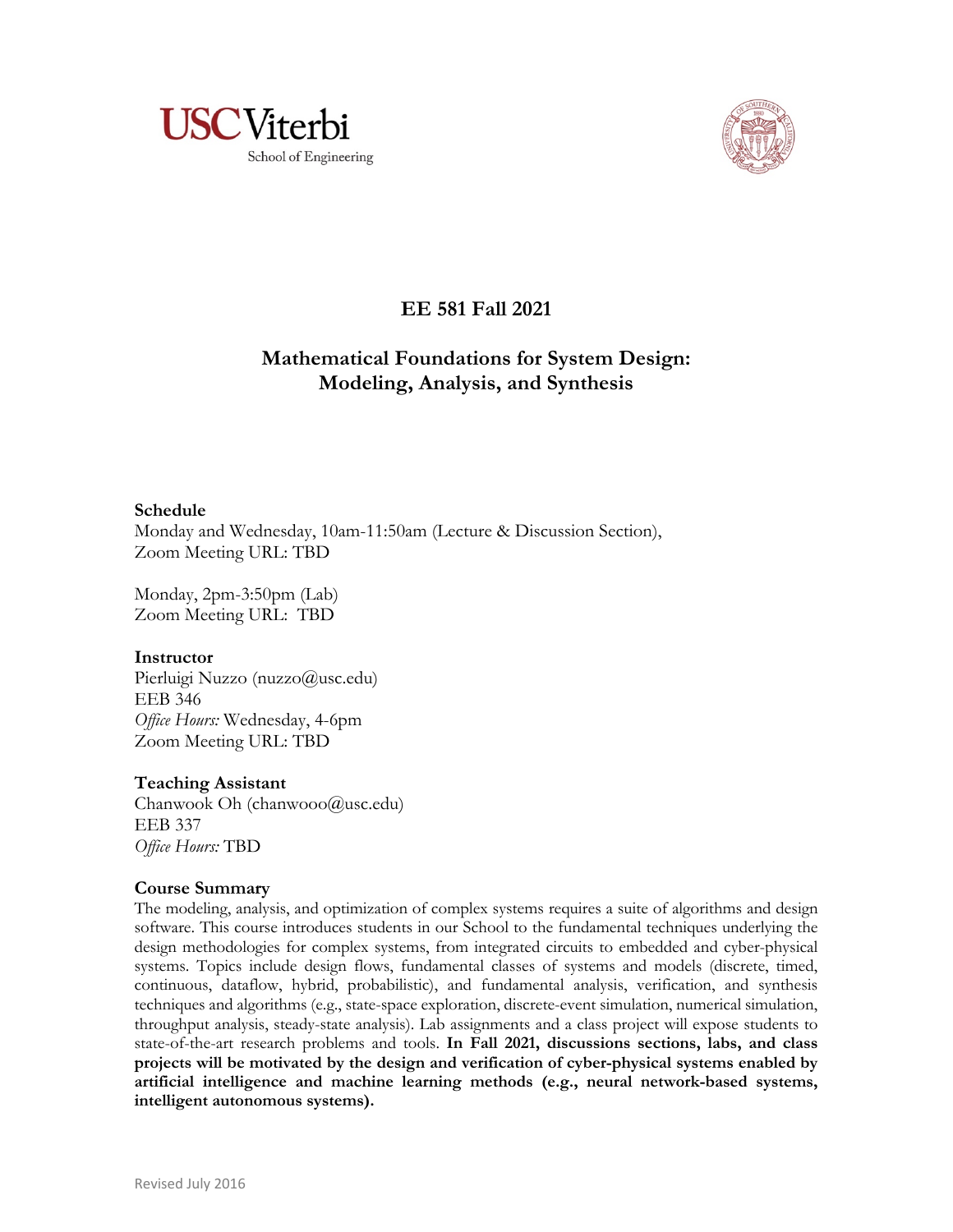# EE 581 Fall 2021

## Mathematical Foundations for System Design: Modeling, Analysis, and Synthesis

**Schedule**

Monday and Wednesday, 10am-11:50am (Lecture & Discussion Section),
Zoom Meeting URL: TBD

Monday, 2pm-3:50pm (Lab)
Zoom Meeting URL: TBD

**Instructor**

Pierluigi Nuzzo (nuzzo@usc.edu)
EEB 346
*Office Hours:* Wednesday, 4-6pm
Zoom Meeting URL: TBD

**Teaching Assistant**

Chanwook Oh (chanwooo@usc.edu)
EEB 337
*Office Hours:* TBD

**Course Summary**

The modeling, analysis, and optimization of complex systems requires a suite of algorithms and design software. This course introduces students in our School to the fundamental techniques underlying the design methodologies for complex systems, from integrated circuits to embedded and cyber-physical systems. Topics include design flows, fundamental classes of systems and models (discrete, timed, continuous, dataflow, hybrid, probabilistic), and fundamental analysis, verification, and synthesis techniques and algorithms (e.g., state-space exploration, discrete-event simulation, numerical simulation, throughput analysis, steady-state analysis). Lab assignments and a class project will expose students to state-of-the-art research problems and tools. **In Fall 2021, discussions sections, labs, and class projects will be motivated by the design and verification of cyber-physical systems enabled by artificial intelligence and machine learning methods (e.g., neural network-based systems, intelligent autonomous systems).**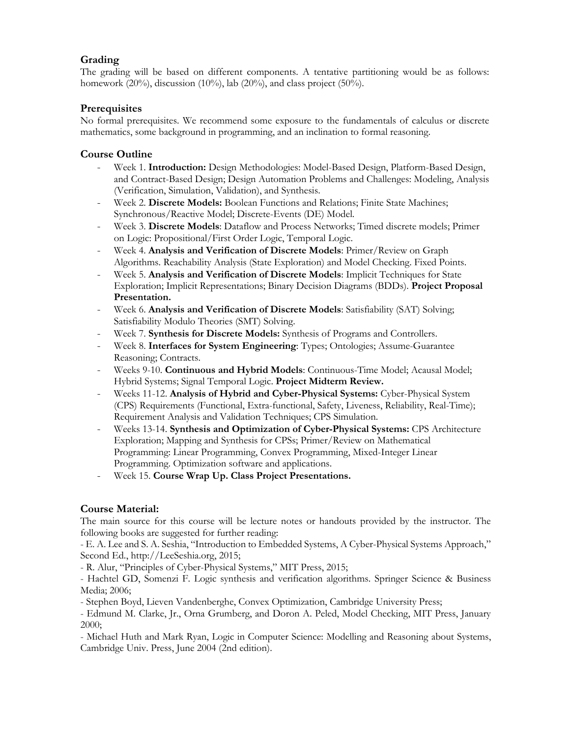## Grading

The grading will be based on different components. A tentative partitioning would be as follows: homework (20%), discussion (10%), lab (20%), and class project (50%).

## Prerequisites

No formal prerequisites. We recommend some exposure to the fundamentals of calculus or discrete mathematics, some background in programming, and an inclination to formal reasoning.

## Course Outline

- Week 1. **Introduction:** Design Methodologies: Model-Based Design, Platform-Based Design, and Contract-Based Design; Design Automation Problems and Challenges: Modeling, Analysis (Verification, Simulation, Validation), and Synthesis.
- Week 2. **Discrete Models:** Boolean Functions and Relations; Finite State Machines; Synchronous/Reactive Model; Discrete-Events (DE) Model.
- Week 3. **Discrete Models**: Dataflow and Process Networks; Timed discrete models; Primer on Logic: Propositional/First Order Logic, Temporal Logic.
- Week 4. **Analysis and Verification of Discrete Models**: Primer/Review on Graph Algorithms. Reachability Analysis (State Exploration) and Model Checking. Fixed Points.
- Week 5. **Analysis and Verification of Discrete Models**: Implicit Techniques for State Exploration; Implicit Representations; Binary Decision Diagrams (BDDs). **Project Proposal Presentation.**
- Week 6. **Analysis and Verification of Discrete Models**: Satisfiability (SAT) Solving; Satisfiability Modulo Theories (SMT) Solving.
- Week 7. **Synthesis for Discrete Models:** Synthesis of Programs and Controllers.
- Week 8. **Interfaces for System Engineering**: Types; Ontologies; Assume-Guarantee Reasoning; Contracts.
- Weeks 9-10. **Continuous and Hybrid Models**: Continuous-Time Model; Acausal Model; Hybrid Systems; Signal Temporal Logic. **Project Midterm Review.**
- Weeks 11-12. **Analysis of Hybrid and Cyber-Physical Systems:** Cyber-Physical System (CPS) Requirements (Functional, Extra-functional, Safety, Liveness, Reliability, Real-Time); Requirement Analysis and Validation Techniques; CPS Simulation.
- Weeks 13-14. **Synthesis and Optimization of Cyber-Physical Systems:** CPS Architecture Exploration; Mapping and Synthesis for CPSs; Primer/Review on Mathematical Programming: Linear Programming, Convex Programming, Mixed-Integer Linear Programming. Optimization software and applications.
- Week 15. **Course Wrap Up. Class Project Presentations.**

## Course Material:

The main source for this course will be lecture notes or handouts provided by the instructor. The following books are suggested for further reading:

- E. A. Lee and S. A. Seshia, "Introduction to Embedded Systems, A Cyber-Physical Systems Approach," Second Ed., http://LeeSeshia.org, 2015;
- R. Alur, "Principles of Cyber-Physical Systems," MIT Press, 2015;
- Hachtel GD, Somenzi F. Logic synthesis and verification algorithms. Springer Science & Business Media; 2006;
- Stephen Boyd, Lieven Vandenberghe, Convex Optimization, Cambridge University Press;
- Edmund M. Clarke, Jr., Orna Grumberg, and Doron A. Peled, Model Checking, MIT Press, January 2000;
- Michael Huth and Mark Ryan, Logic in Computer Science: Modelling and Reasoning about Systems, Cambridge Univ. Press, June 2004 (2nd edition).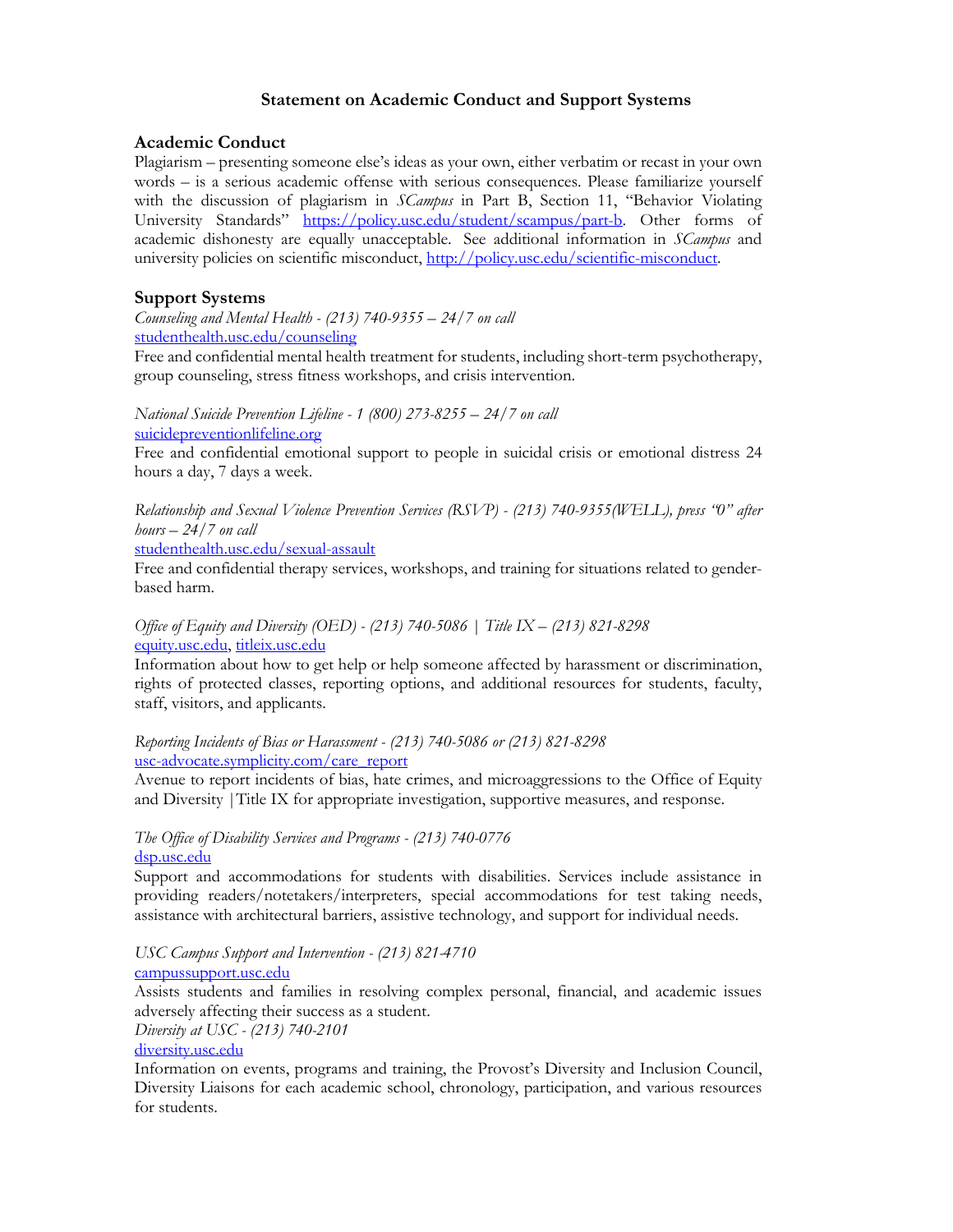# Statement on Academic Conduct and Support Systems

## Academic Conduct

Plagiarism – presenting someone else's ideas as your own, either verbatim or recast in your own words – is a serious academic offense with serious consequences. Please familiarize yourself with the discussion of plagiarism in *SCampus* in Part B, Section 11, "Behavior Violating University Standards" https://policy.usc.edu/student/scampus/part-b. Other forms of academic dishonesty are equally unacceptable. See additional information in *SCampus* and university policies on scientific misconduct, http://policy.usc.edu/scientific-misconduct.

## Support Systems

*Counseling and Mental Health - (213) 740-9355 – 24/7 on call*
studenthealth.usc.edu/counseling
Free and confidential mental health treatment for students, including short-term psychotherapy, group counseling, stress fitness workshops, and crisis intervention.

*National Suicide Prevention Lifeline - 1 (800) 273-8255 – 24/7 on call*
suicidepreventionlifeline.org
Free and confidential emotional support to people in suicidal crisis or emotional distress 24 hours a day, 7 days a week.

*Relationship and Sexual Violence Prevention Services (RSVP) - (213) 740-9355(WELL), press "0" after hours – 24/7 on call*
studenthealth.usc.edu/sexual-assault
Free and confidential therapy services, workshops, and training for situations related to gender-based harm.

*Office of Equity and Diversity (OED) - (213) 740-5086 | Title IX – (213) 821-8298*
equity.usc.edu, titleix.usc.edu
Information about how to get help or help someone affected by harassment or discrimination, rights of protected classes, reporting options, and additional resources for students, faculty, staff, visitors, and applicants.

*Reporting Incidents of Bias or Harassment - (213) 740-5086 or (213) 821-8298*
usc-advocate.symplicity.com/care_report
Avenue to report incidents of bias, hate crimes, and microaggressions to the Office of Equity and Diversity |Title IX for appropriate investigation, supportive measures, and response.

*The Office of Disability Services and Programs - (213) 740-0776*
dsp.usc.edu
Support and accommodations for students with disabilities. Services include assistance in providing readers/notetakers/interpreters, special accommodations for test taking needs, assistance with architectural barriers, assistive technology, and support for individual needs.

*USC Campus Support and Intervention - (213) 821-4710*
campussupport.usc.edu
Assists students and families in resolving complex personal, financial, and academic issues adversely affecting their success as a student.

*Diversity at USC - (213) 740-2101*
diversity.usc.edu
Information on events, programs and training, the Provost's Diversity and Inclusion Council, Diversity Liaisons for each academic school, chronology, participation, and various resources for students.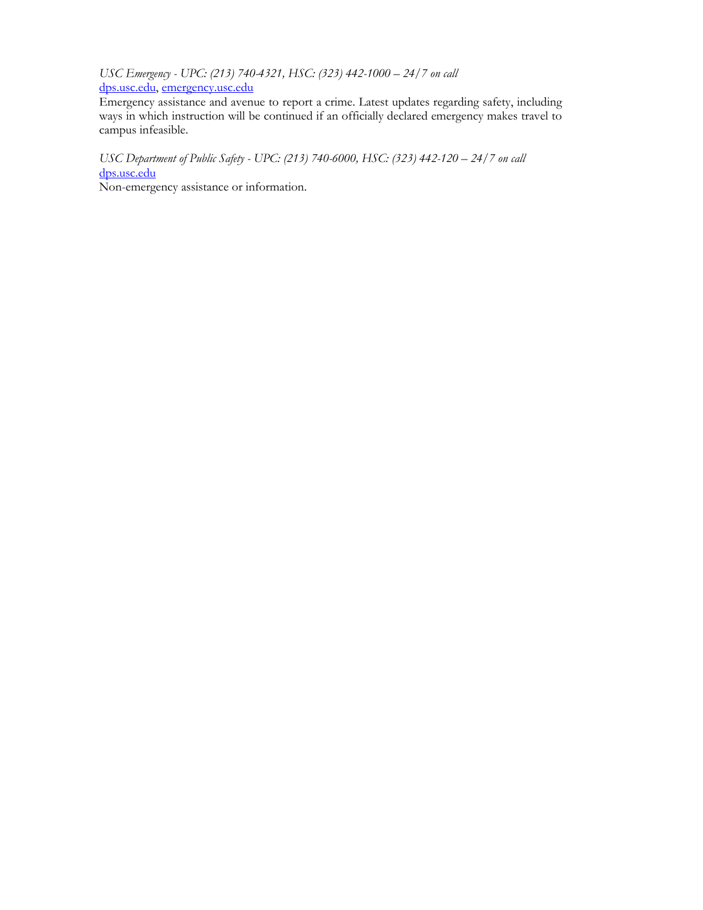*USC Emergency - UPC: (213) 740-4321, HSC: (323) 442-1000 – 24/7 on call*
[dps.usc.edu](http://dps.usc.edu), [emergency.usc.edu](http://emergency.usc.edu)
Emergency assistance and avenue to report a crime. Latest updates regarding safety, including ways in which instruction will be continued if an officially declared emergency makes travel to campus infeasible.

*USC Department of Public Safety - UPC: (213) 740-6000, HSC: (323) 442-120 – 24/7 on call*
[dps.usc.edu](http://dps.usc.edu)
Non-emergency assistance or information.